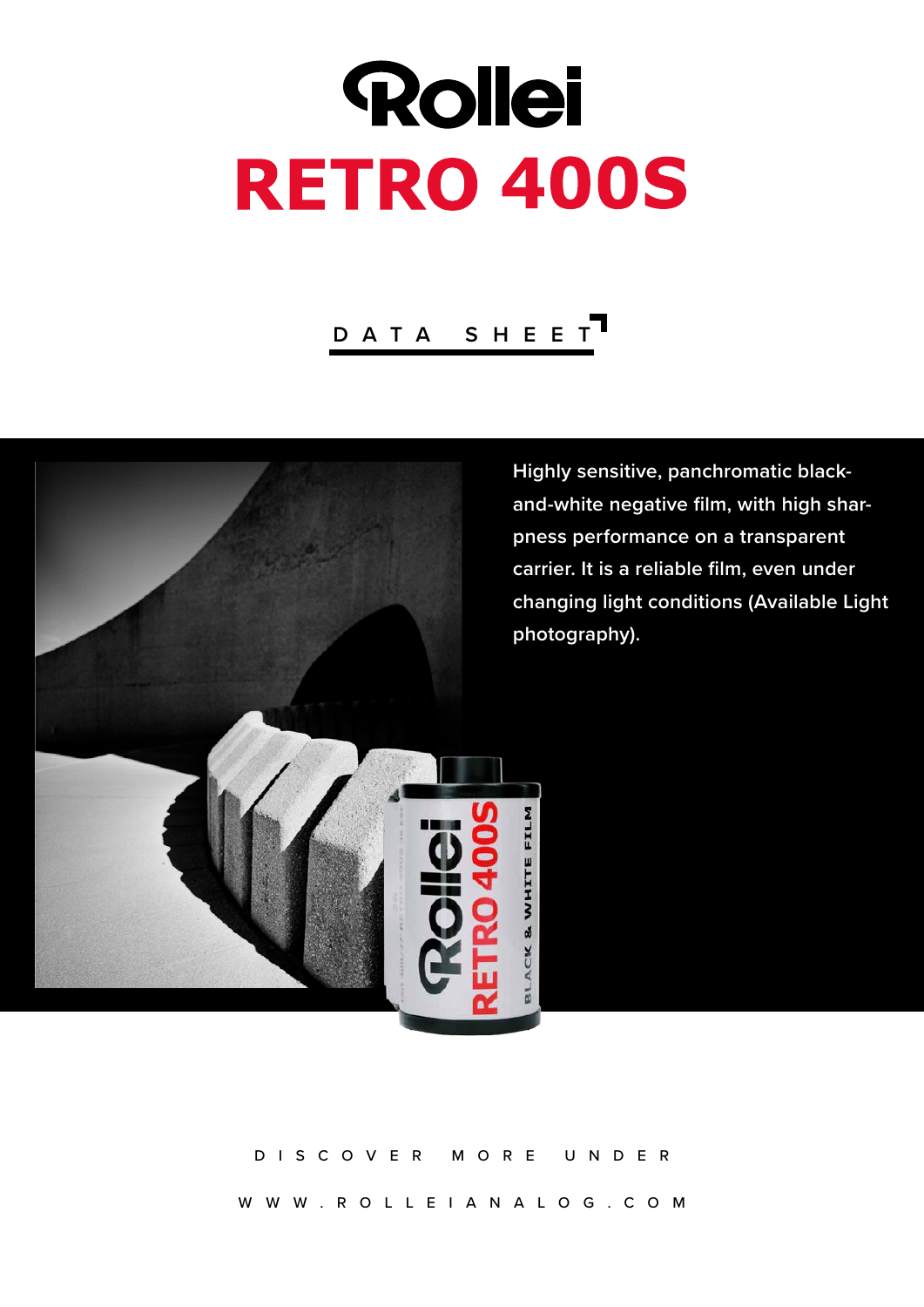# Rollei

# RETRO 400S

## DATA SHEET

Highly sensitive, panchromatic black-and-white negative film, with high sharpness performance on a transparent carrier. It is a reliable film, even under changing light conditions (Available Light photography).

DISCOVER MORE UNDER

WWW.ROLLEIANALOG.COM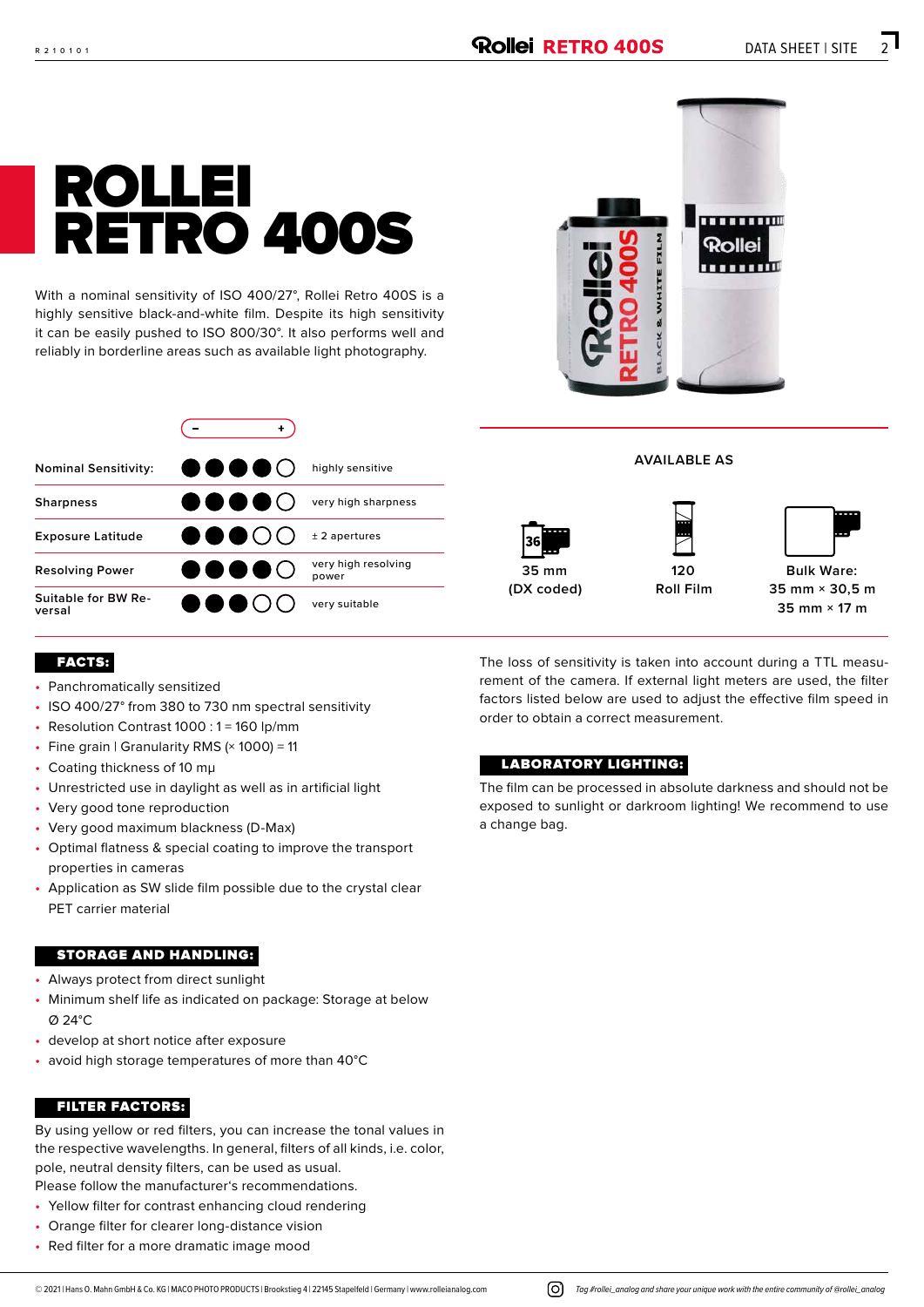# ROLLEI RETRO 400S

With a nominal sensitivity of ISO 400/27°, Rollei Retro 400S is a highly sensitive black-and-white film. Despite its high sensitivity it can be easily pushed to ISO 800/30°. It also performs well and reliably in borderline areas such as available light photography.

| | – + | |
|---|---|---|
| Nominal Sensitivity: | ●●●●○ | highly sensitive |
| Sharpness | ●●●●○ | very high sharpness |
| Exposure Latitude | ●●●○○ | ± 2 apertures |
| Resolving Power | ●●●●○ | very high resolving power |
| Suitable for BW Reversal | ●●●○○ | very suitable |

**AVAILABLE AS**

| 35 mm (DX coded) | 120 Roll Film | Bulk Ware: 35 mm × 30,5 m 35 mm × 17 m |
|---|---|---|

## FACTS:

- Panchromatically sensitized
- ISO 400/27° from 380 to 730 nm spectral sensitivity
- Resolution Contrast 1000 : 1 = 160 lp/mm
- Fine grain | Granularity RMS (× 1000) = 11
- Coating thickness of 10 mμ
- Unrestricted use in daylight as well as in artificial light
- Very good tone reproduction
- Very good maximum blackness (D-Max)
- Optimal flatness & special coating to improve the transport properties in cameras
- Application as SW slide film possible due to the crystal clear PET carrier material

## STORAGE AND HANDLING:

- Always protect from direct sunlight
- Minimum shelf life as indicated on package: Storage at below Ø 24°C
- develop at short notice after exposure
- avoid high storage temperatures of more than 40°C

## FILTER FACTORS:

By using yellow or red filters, you can increase the tonal values in the respective wavelengths. In general, filters of all kinds, i.e. color, pole, neutral density filters, can be used as usual.
Please follow the manufacturer's recommendations.

- Yellow filter for contrast enhancing cloud rendering
- Orange filter for clearer long-distance vision
- Red filter for a more dramatic image mood

The loss of sensitivity is taken into account during a TTL measurement of the camera. If external light meters are used, the filter factors listed below are used to adjust the effective film speed in order to obtain a correct measurement.

## LABORATORY LIGHTING:

The film can be processed in absolute darkness and should not be exposed to sunlight or darkroom lighting! We recommend to use a change bag.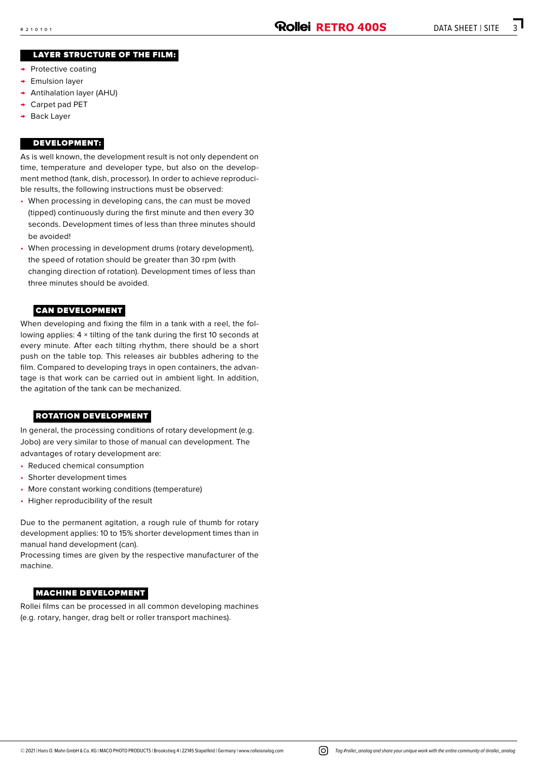## LAYER STRUCTURE OF THE FILM:

- Protective coating
- Emulsion layer
- Antihalation layer (AHU)
- Carpet pad PET
- Back Layer

## DEVELOPMENT:

As is well known, the development result is not only dependent on time, temperature and developer type, but also on the development method (tank, dish, processor). In order to achieve reproducible results, the following instructions must be observed:

- When processing in developing cans, the can must be moved (tipped) continuously during the first minute and then every 30 seconds. Development times of less than three minutes should be avoided!
- When processing in development drums (rotary development), the speed of rotation should be greater than 30 rpm (with changing direction of rotation). Development times of less than three minutes should be avoided.

### CAN DEVELOPMENT

When developing and fixing the film in a tank with a reel, the following applies: 4 × tilting of the tank during the first 10 seconds at every minute. After each tilting rhythm, there should be a short push on the table top. This releases air bubbles adhering to the film. Compared to developing trays in open containers, the advantage is that work can be carried out in ambient light. In addition, the agitation of the tank can be mechanized.

### ROTATION DEVELOPMENT

In general, the processing conditions of rotary development (e.g. Jobo) are very similar to those of manual can development. The advantages of rotary development are:

- Reduced chemical consumption
- Shorter development times
- More constant working conditions (temperature)
- Higher reproducibility of the result

Due to the permanent agitation, a rough rule of thumb for rotary development applies: 10 to 15% shorter development times than in manual hand development (can).
Processing times are given by the respective manufacturer of the machine.

### MACHINE DEVELOPMENT

Rollei films can be processed in all common developing machines (e.g. rotary, hanger, drag belt or roller transport machines).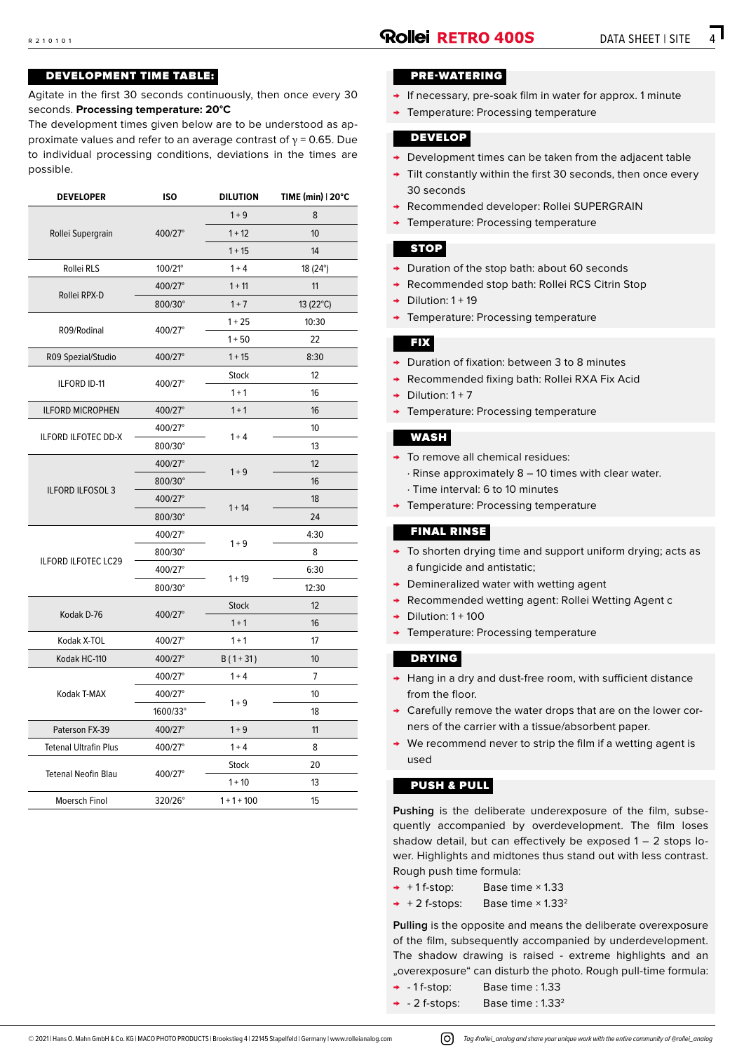## DEVELOPMENT TIME TABLE:

Agitate in the first 30 seconds continuously, then once every 30 seconds. **Processing temperature: 20°C**

The development times given below are to be understood as approximate values and refer to an average contrast of $\gamma = 0.65$. Due to individual processing conditions, deviations in the times are possible.

| DEVELOPER | ISO | DILUTION | TIME (min) \| 20°C |
|---|---|---|---|
| Rollei Supergrain | 400/27° | 1 + 9 | 8 |
| | | 1 + 12 | 10 |
| | | 1 + 15 | 14 |
| Rollei RLS | 100/21° | 1 + 4 | 18 (24°) |
| Rollei RPX-D | 400/27° | 1 + 11 | 11 |
| | 800/30° | 1 + 7 | 13 (22°C) |
| R09/Rodinal | 400/27° | 1 + 25 | 10:30 |
| | | 1 + 50 | 22 |
| R09 Spezial/Studio | 400/27° | 1 + 15 | 8:30 |
| ILFORD ID-11 | 400/27° | Stock | 12 |
| | | 1 + 1 | 16 |
| ILFORD MICROPHEN | 400/27° | 1 + 1 | 16 |
| ILFORD ILFOTEC DD-X | 400/27° | 1 + 4 | 10 |
| | 800/30° | | 13 |
| ILFORD ILFOSOL 3 | 400/27° | 1 + 9 | 12 |
| | 800/30° | | 16 |
| | 400/27° | 1 + 14 | 18 |
| | 800/30° | | 24 |
| ILFORD ILFOTEC LC29 | 400/27° | 1 + 9 | 4:30 |
| | 800/30° | | 8 |
| | 400/27° | 1 + 19 | 6:30 |
| | 800/30° | | 12:30 |
| Kodak D-76 | 400/27° | Stock | 12 |
| | | 1 + 1 | 16 |
| Kodak X-TOL | 400/27° | 1 + 1 | 17 |
| Kodak HC-110 | 400/27° | B ( 1 + 31 ) | 10 |
| Kodak T-MAX | 400/27° | 1 + 4 | 7 |
| | 400/27° | 1 + 9 | 10 |
| | 1600/33° | | 18 |
| Paterson FX-39 | 400/27° | 1 + 9 | 11 |
| Tetenal Ultrafin Plus | 400/27° | 1 + 4 | 8 |
| Tetenal Neofin Blau | 400/27° | Stock | 20 |
| | | 1 + 10 | 13 |
| Moersch Finol | 320/26° | 1 + 1 + 100 | 15 |

## PRE-WATERING

- If necessary, pre-soak film in water for approx. 1 minute
- Temperature: Processing temperature

## DEVELOP

- Development times can be taken from the adjacent table
- Tilt constantly within the first 30 seconds, then once every 30 seconds
- Recommended developer: Rollei SUPERGRAIN
- Temperature: Processing temperature

## STOP

- Duration of the stop bath: about 60 seconds
- Recommended stop bath: Rollei RCS Citrin Stop
- Dilution: 1 + 19
- Temperature: Processing temperature

## FIX

- Duration of fixation: between 3 to 8 minutes
- Recommended fixing bath: Rollei RXA Fix Acid
- Dilution: 1 + 7
- Temperature: Processing temperature

## WASH

- To remove all chemical residues:
  - · Rinse approximately 8 – 10 times with clear water.
  - · Time interval: 6 to 10 minutes
- Temperature: Processing temperature

## FINAL RINSE

- To shorten drying time and support uniform drying; acts as a fungicide and antistatic;
- Demineralized water with wetting agent
- Recommended wetting agent: Rollei Wetting Agent c
- Dilution: 1 + 100
- Temperature: Processing temperature

## DRYING

- Hang in a dry and dust-free room, with sufficient distance from the floor.
- Carefully remove the water drops that are on the lower corners of the carrier with a tissue/absorbent paper.
- We recommend never to strip the film if a wetting agent is used

## PUSH & PULL

**Pushing** is the deliberate underexposure of the film, subsequently accompanied by overdevelopment. The film loses shadow detail, but can effectively be exposed 1 – 2 stops lower. Highlights and midtones thus stand out with less contrast. Rough push time formula:

- + 1 f-stop: Base time × 1.33
- + 2 f-stops: Base time × $1.33^2$

**Pulling** is the opposite and means the deliberate overexposure of the film, subsequently accompanied by underdevelopment. The shadow drawing is raised - extreme highlights and an „overexposure" can disturb the photo. Rough pull-time formula:

- - 1 f-stop: Base time : 1.33
- - 2 f-stops: Base time : $1.33^2$

© 2021 | Hans O. Mahn GmbH & Co. KG | MACO PHOTO PRODUCTS | Brookstieg 4 | 22145 Stapelfeld | Germany | www.rolleianalog.com

*Tag #rollei_analog and share your unique work with the entire community of @rollei_analog*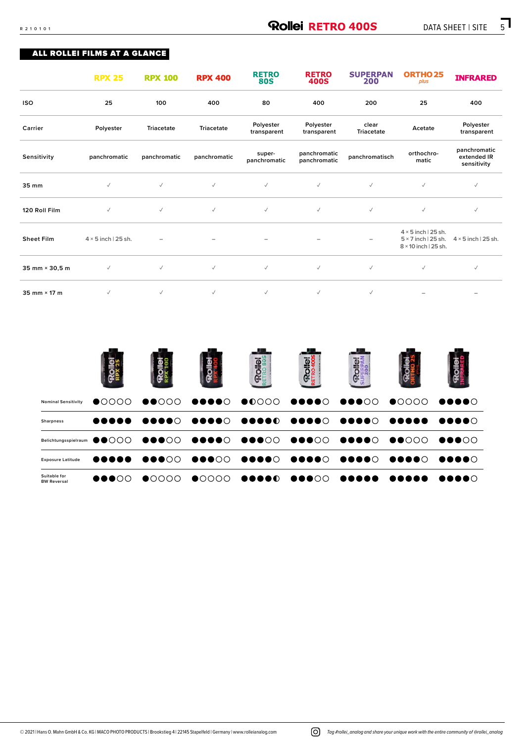## ALL ROLLEI FILMS AT A GLANCE

| | RPX 25 | RPX 100 | RPX 400 | RETRO 80S | RETRO 400S | SUPERPAN 200 | ORTHO 25 plus | INFRARED |
|---|---|---|---|---|---|---|---|---|
| ISO | 25 | 100 | 400 | 80 | 400 | 200 | 25 | 400 |
| Carrier | Polyester | Triacetate | Triacetate | Polyester transparent | Polyester transparent | clear Triacetate | Acetate | Polyester transparent |
| Sensitivity | panchromatic | panchromatic | panchromatic | super-panchromatic | panchromatic panchromatic | panchromatisch | orthochro-matic | panchromatic extended IR sensitivity |
| 35 mm | ✓ | ✓ | ✓ | ✓ | ✓ | ✓ | ✓ | ✓ |
| 120 Roll Film | ✓ | ✓ | ✓ | ✓ | ✓ | ✓ | ✓ | ✓ |
| Sheet Film | 4 × 5 inch \| 25 sh. | – | – | – | – | – | 4 × 5 inch \| 25 sh. 5 × 7 inch \| 25 sh. 8 × 10 inch \| 25 sh. | 4 × 5 inch \| 25 sh. |
| 35 mm × 30,5 m | ✓ | ✓ | ✓ | ✓ | ✓ | ✓ | ✓ | ✓ |
| 35 mm × 17 m | ✓ | ✓ | ✓ | ✓ | ✓ | ✓ | – | – |

| | RPX 25 | RPX 100 | RPX 400 | RETRO 80S | RETRO 400S | SUPERPAN 200 | ORTHO 25 plus | INFRARED |
|---|---|---|---|---|---|---|---|---|
| Nominal Sensitivity | ●○○○○ | ●●○○○ | ●●●●○ | ●◐○○○ | ●●●●○ | ●●●○○ | ●○○○○ | ●●●●○ |
| Sharpness | ●●●●● | ●●●●○ | ●●●●○ | ●●●●◐ | ●●●●○ | ●●●●○ | ●●●●● | ●●●●○ |
| Belichtungsspielraum | ●●○○○ | ●●●○○ | ●●●●○ | ●●●○○ | ●●●○○ | ●●●●○ | ●●○○○ | ●●●○○ |
| Exposure Latitude | ●●●●● | ●●●○○ | ●●●○○ | ●●●●○ | ●●●●○ | ●●●●○ | ●●●●○ | ●●●●○ |
| Suitable for BW Reversal | ●●●○○ | ●○○○○ | ●○○○○ | ●●●●◐ | ●●●○○ | ●●●●● | ●●●●● | ●●●●○ |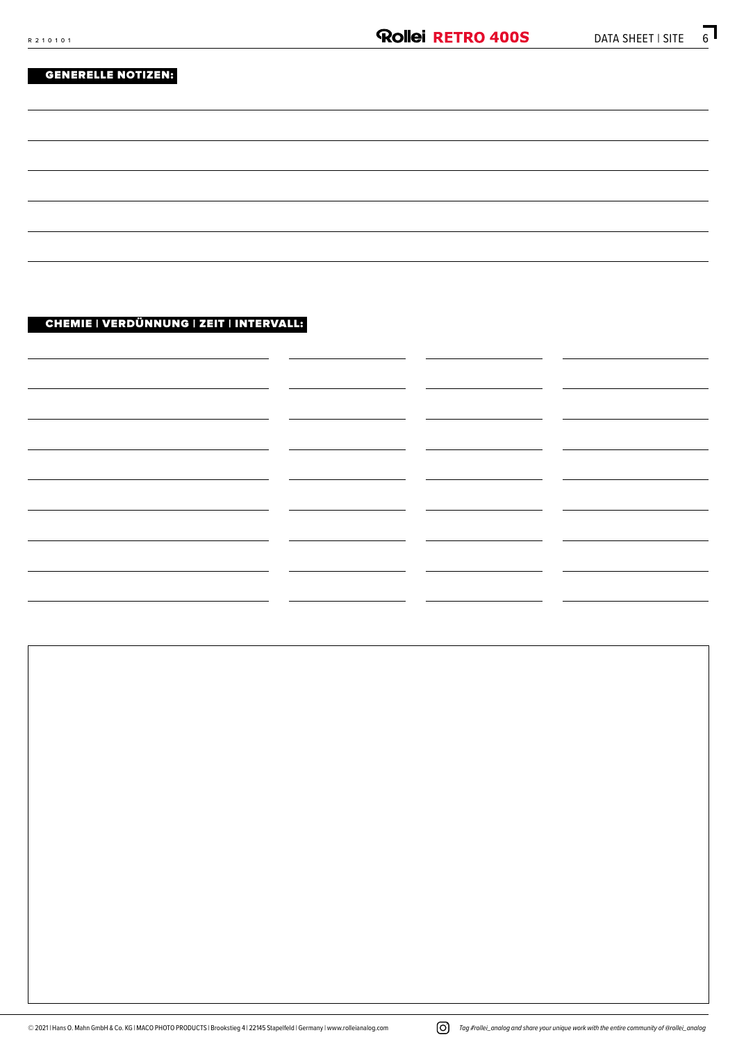## GENERELLE NOTIZEN:

## CHEMIE | VERDÜNNUNG | ZEIT | INTERVALL: